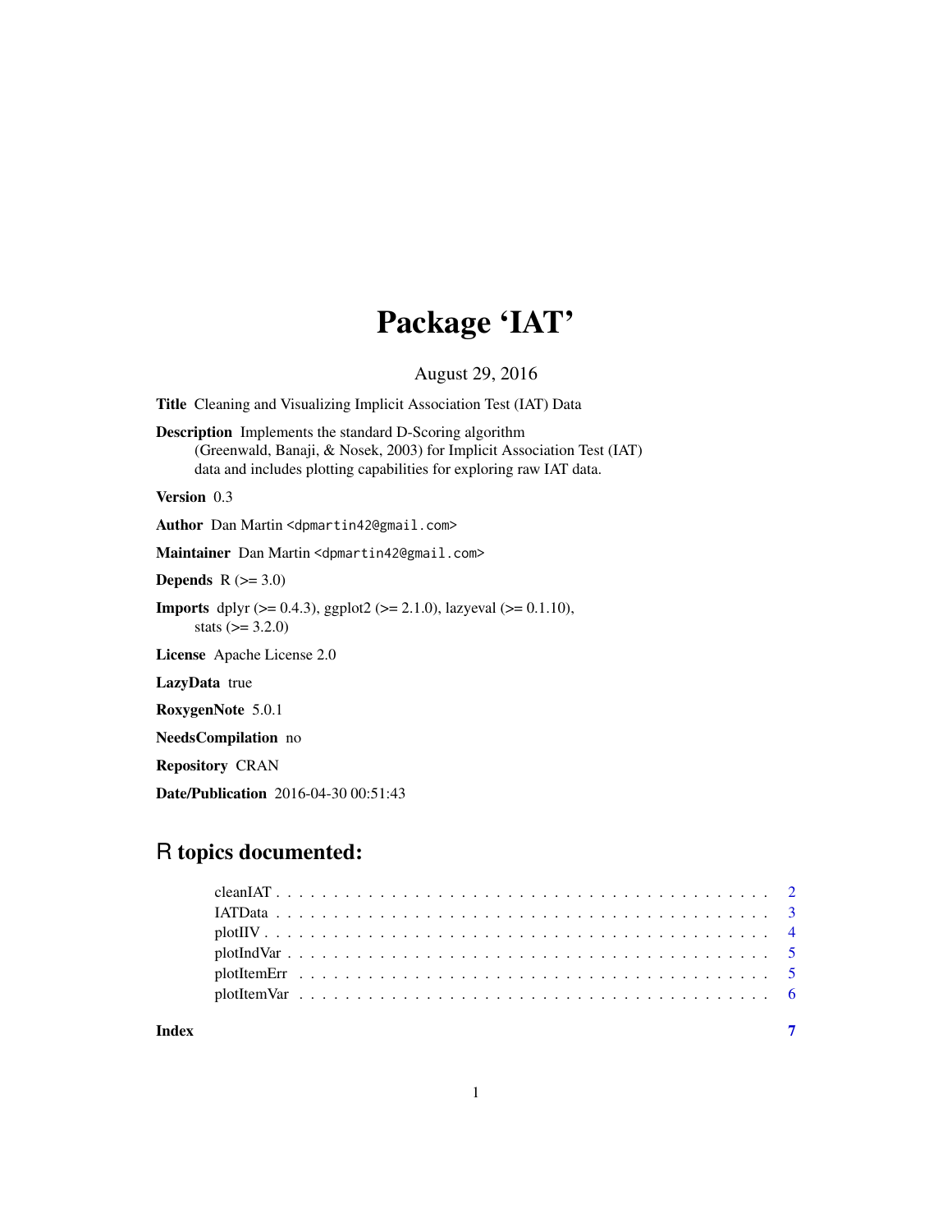# Package 'IAT'

August 29, 2016

**Title** Cleaning and Visualizing Implicit Association Test (IAT) Data

**Description** Implements the standard D-Scoring algorithm (Greenwald, Banaji, & Nosek, 2003) for Implicit Association Test (IAT) data and includes plotting capabilities for exploring raw IAT data.

**Version** 0.3

**Author** Dan Martin <dpmartin42@gmail.com>

**Maintainer** Dan Martin <dpmartin42@gmail.com>

**Depends** R (>= 3.0)

**Imports** dplyr (>= 0.4.3), ggplot2 (>= 2.1.0), lazyeval (>= 0.1.10), stats (>= 3.2.0)

**License** Apache License 2.0

**LazyData** true

**RoxygenNote** 5.0.1

**NeedsCompilation** no

**Repository** CRAN

**Date/Publication** 2016-04-30 00:51:43

## R topics documented:

cleanIAT . . . . . . . . . . . . . . . . . . . . . . . . . . . . . . . . . . . . . . . . 2
IATData . . . . . . . . . . . . . . . . . . . . . . . . . . . . . . . . . . . . . . . . 3
plotIIV . . . . . . . . . . . . . . . . . . . . . . . . . . . . . . . . . . . . . . . . 4
plotIndVar . . . . . . . . . . . . . . . . . . . . . . . . . . . . . . . . . . . . . . . 5
plotItemErr . . . . . . . . . . . . . . . . . . . . . . . . . . . . . . . . . . . . . . 5
plotItemVar . . . . . . . . . . . . . . . . . . . . . . . . . . . . . . . . . . . . . . 6

**Index** **7**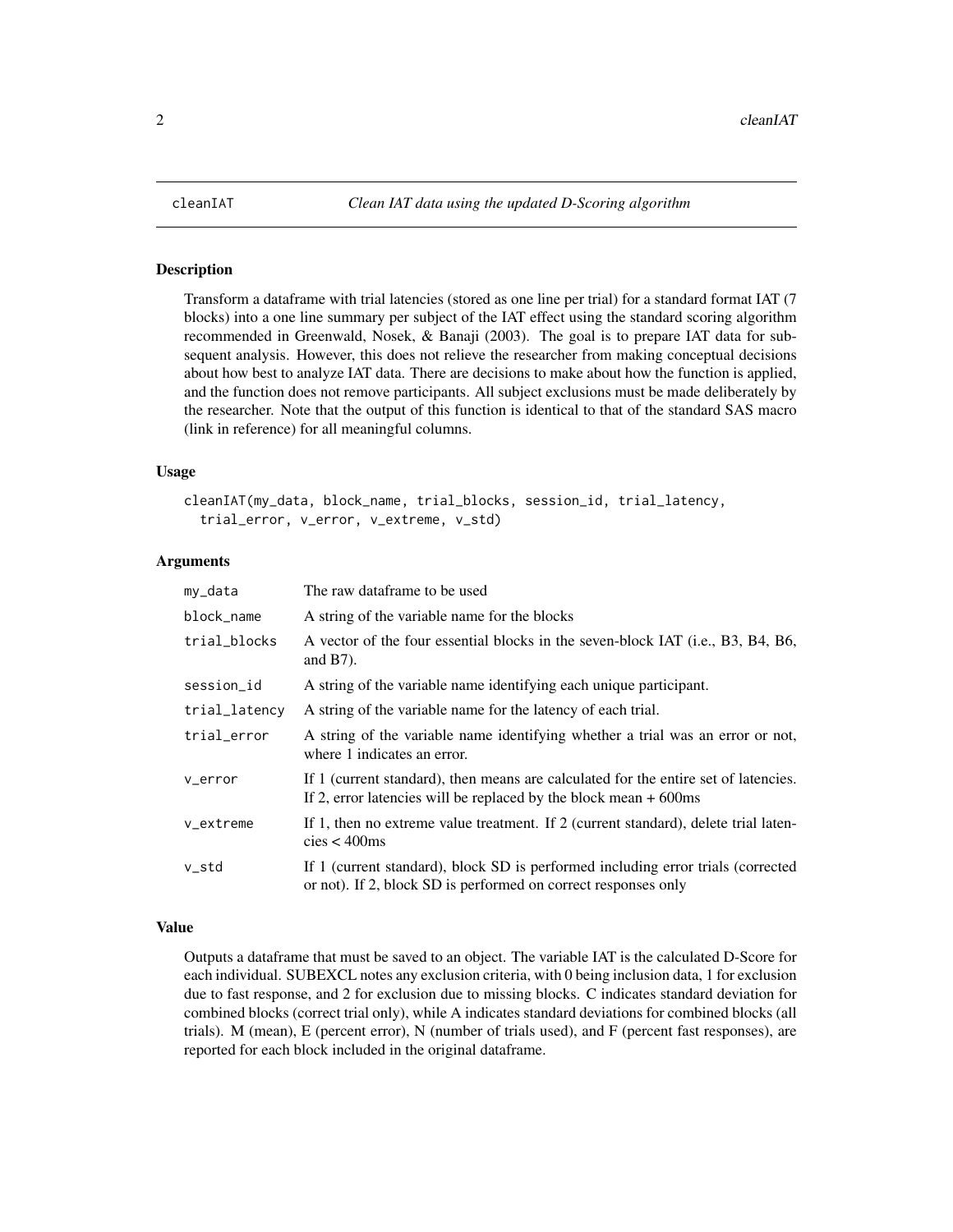cleanIAT *Clean IAT data using the updated D-Scoring algorithm*

## Description

Transform a dataframe with trial latencies (stored as one line per trial) for a standard format IAT (7 blocks) into a one line summary per subject of the IAT effect using the standard scoring algorithm recommended in Greenwald, Nosek, & Banaji (2003). The goal is to prepare IAT data for subsequent analysis. However, this does not relieve the researcher from making conceptual decisions about how best to analyze IAT data. There are decisions to make about how the function is applied, and the function does not remove participants. All subject exclusions must be made deliberately by the researcher. Note that the output of this function is identical to that of the standard SAS macro (link in reference) for all meaningful columns.

## Usage

```
cleanIAT(my_data, block_name, trial_blocks, session_id, trial_latency,
  trial_error, v_error, v_extreme, v_std)
```

## Arguments

| | |
|---|---|
| my_data | The raw dataframe to be used |
| block_name | A string of the variable name for the blocks |
| trial_blocks | A vector of the four essential blocks in the seven-block IAT (i.e., B3, B4, B6, and B7). |
| session_id | A string of the variable name identifying each unique participant. |
| trial_latency | A string of the variable name for the latency of each trial. |
| trial_error | A string of the variable name identifying whether a trial was an error or not, where 1 indicates an error. |
| v_error | If 1 (current standard), then means are calculated for the entire set of latencies. If 2, error latencies will be replaced by the block mean + 600ms |
| v_extreme | If 1, then no extreme value treatment. If 2 (current standard), delete trial latencies < 400ms |
| v_std | If 1 (current standard), block SD is performed including error trials (corrected or not). If 2, block SD is performed on correct responses only |

## Value

Outputs a dataframe that must be saved to an object. The variable IAT is the calculated D-Score for each individual. SUBEXCL notes any exclusion criteria, with 0 being inclusion data, 1 for exclusion due to fast response, and 2 for exclusion due to missing blocks. C indicates standard deviation for combined blocks (correct trial only), while A indicates standard deviations for combined blocks (all trials). M (mean), E (percent error), N (number of trials used), and F (percent fast responses), are reported for each block included in the original dataframe.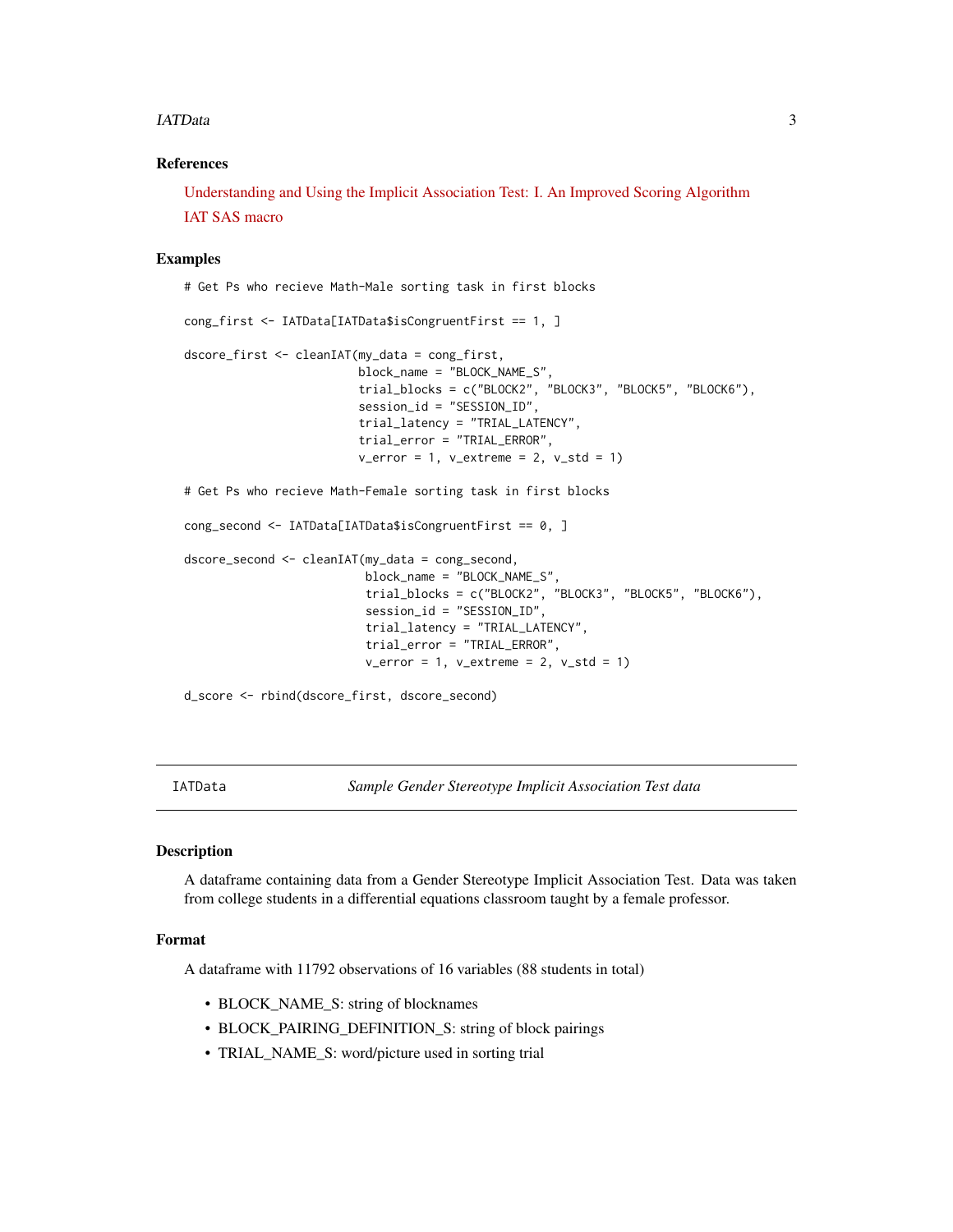### References

Understanding and Using the Implicit Association Test: I. An Improved Scoring Algorithm

IAT SAS macro

### Examples

```
# Get Ps who recieve Math-Male sorting task in first blocks

cong_first <- IATData[IATData$isCongruentFirst == 1, ]

dscore_first <- cleanIAT(my_data = cong_first,
                         block_name = "BLOCK_NAME_S",
                         trial_blocks = c("BLOCK2", "BLOCK3", "BLOCK5", "BLOCK6"),
                         session_id = "SESSION_ID",
                         trial_latency = "TRIAL_LATENCY",
                         trial_error = "TRIAL_ERROR",
                         v_error = 1, v_extreme = 2, v_std = 1)

# Get Ps who recieve Math-Female sorting task in first blocks

cong_second <- IATData[IATData$isCongruentFirst == 0, ]

dscore_second <- cleanIAT(my_data = cong_second,
                          block_name = "BLOCK_NAME_S",
                          trial_blocks = c("BLOCK2", "BLOCK3", "BLOCK5", "BLOCK6"),
                          session_id = "SESSION_ID",
                          trial_latency = "TRIAL_LATENCY",
                          trial_error = "TRIAL_ERROR",
                          v_error = 1, v_extreme = 2, v_std = 1)

d_score <- rbind(dscore_first, dscore_second)
```

---

## IATData — *Sample Gender Stereotype Implicit Association Test data*

### Description

A dataframe containing data from a Gender Stereotype Implicit Association Test. Data was taken from college students in a differential equations classroom taught by a female professor.

### Format

A dataframe with 11792 observations of 16 variables (88 students in total)

- BLOCK_NAME_S: string of blocknames
- BLOCK_PAIRING_DEFINITION_S: string of block pairings
- TRIAL_NAME_S: word/picture used in sorting trial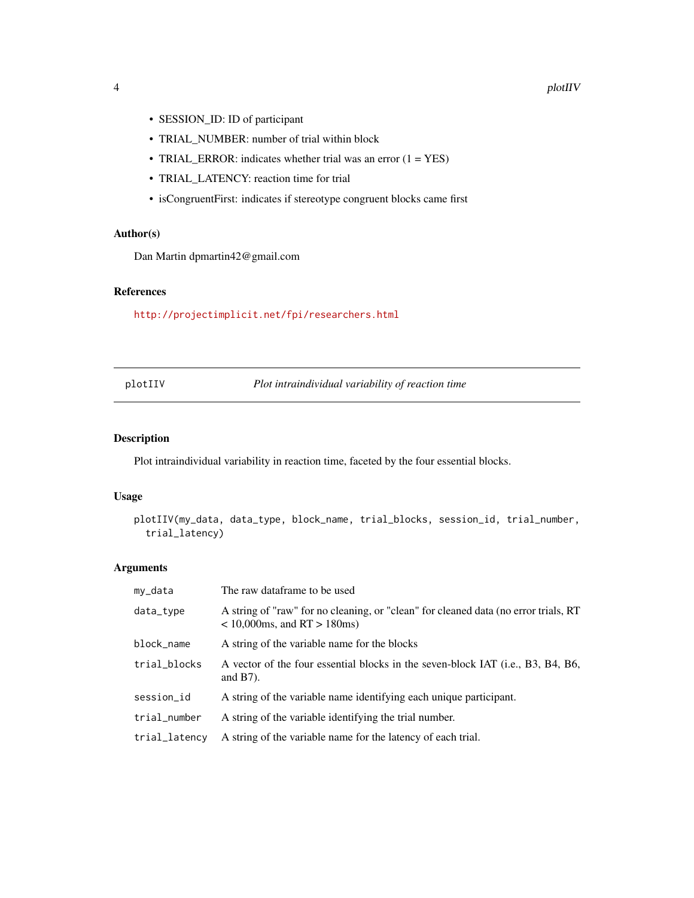- SESSION_ID: ID of participant
- TRIAL_NUMBER: number of trial within block
- TRIAL_ERROR: indicates whether trial was an error (1 = YES)
- TRIAL_LATENCY: reaction time for trial
- isCongruentFirst: indicates if stereotype congruent blocks came first

### Author(s)

Dan Martin dpmartin42@gmail.com

### References

http://projectimplicit.net/fpi/researchers.html

---

## plotIIV — *Plot intraindividual variability of reaction time*

---

### Description

Plot intraindividual variability in reaction time, faceted by the four essential blocks.

### Usage

```
plotIIV(my_data, data_type, block_name, trial_blocks, session_id, trial_number,
  trial_latency)
```

### Arguments

| | |
|---|---|
| my_data | The raw dataframe to be used |
| data_type | A string of "raw" for no cleaning, or "clean" for cleaned data (no error trials, RT < 10,000ms, and RT > 180ms) |
| block_name | A string of the variable name for the blocks |
| trial_blocks | A vector of the four essential blocks in the seven-block IAT (i.e., B3, B4, B6, and B7). |
| session_id | A string of the variable name identifying each unique participant. |
| trial_number | A string of the variable identifying the trial number. |
| trial_latency | A string of the variable name for the latency of each trial. |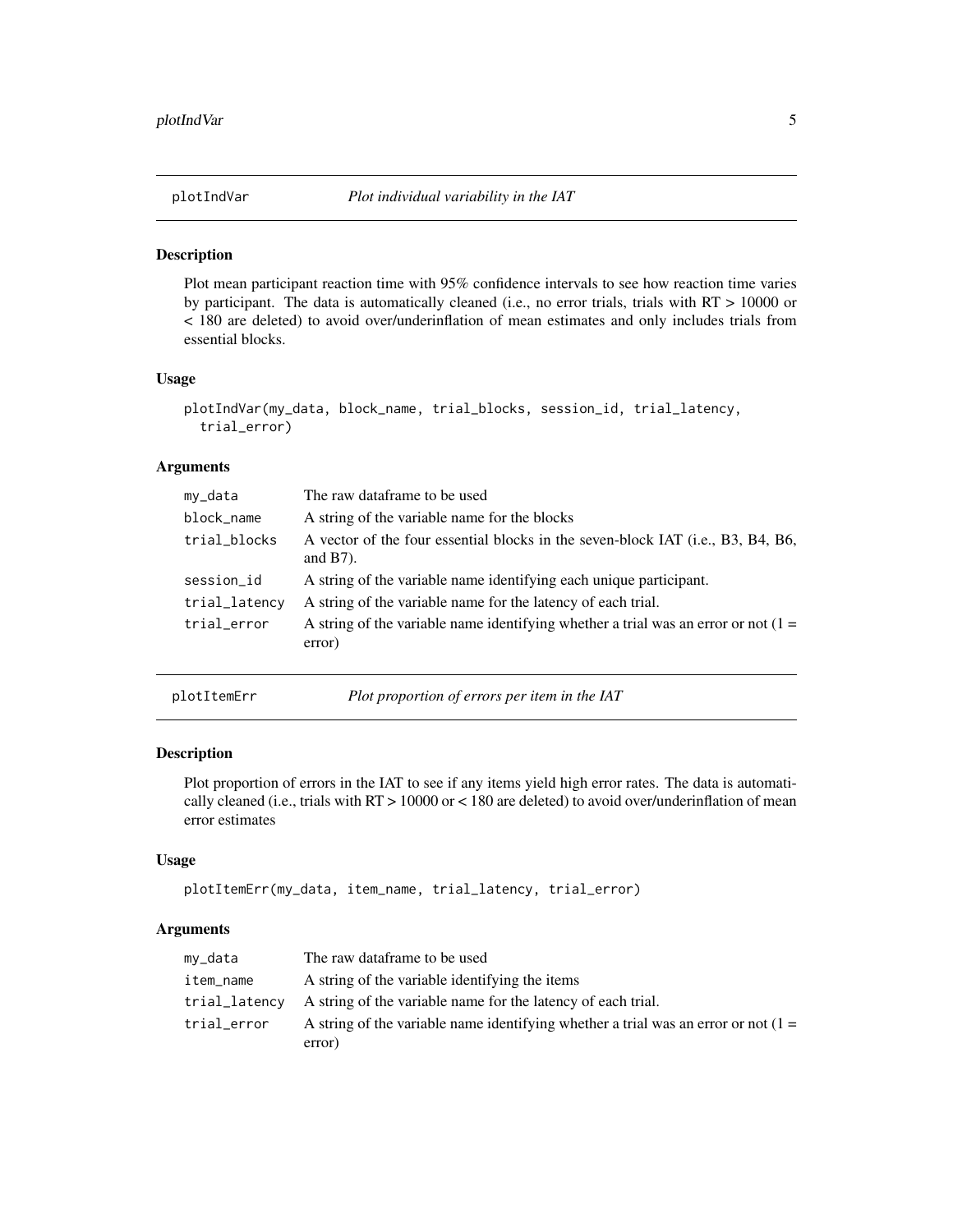## plotIndVar — *Plot individual variability in the IAT*

### Description

Plot mean participant reaction time with 95% confidence intervals to see how reaction time varies by participant. The data is automatically cleaned (i.e., no error trials, trials with RT > 10000 or < 180 are deleted) to avoid over/underinflation of mean estimates and only includes trials from essential blocks.

### Usage

```
plotIndVar(my_data, block_name, trial_blocks, session_id, trial_latency,
  trial_error)
```

### Arguments

| | |
|---|---|
| my_data | The raw dataframe to be used |
| block_name | A string of the variable name for the blocks |
| trial_blocks | A vector of the four essential blocks in the seven-block IAT (i.e., B3, B4, B6, and B7). |
| session_id | A string of the variable name identifying each unique participant. |
| trial_latency | A string of the variable name for the latency of each trial. |
| trial_error | A string of the variable name identifying whether a trial was an error or not (1 = error) |

## plotItemErr — *Plot proportion of errors per item in the IAT*

### Description

Plot proportion of errors in the IAT to see if any items yield high error rates. The data is automatically cleaned (i.e., trials with RT > 10000 or < 180 are deleted) to avoid over/underinflation of mean error estimates

### Usage

```
plotItemErr(my_data, item_name, trial_latency, trial_error)
```

### Arguments

| | |
|---|---|
| my_data | The raw dataframe to be used |
| item_name | A string of the variable identifying the items |
| trial_latency | A string of the variable name for the latency of each trial. |
| trial_error | A string of the variable name identifying whether a trial was an error or not (1 = error) |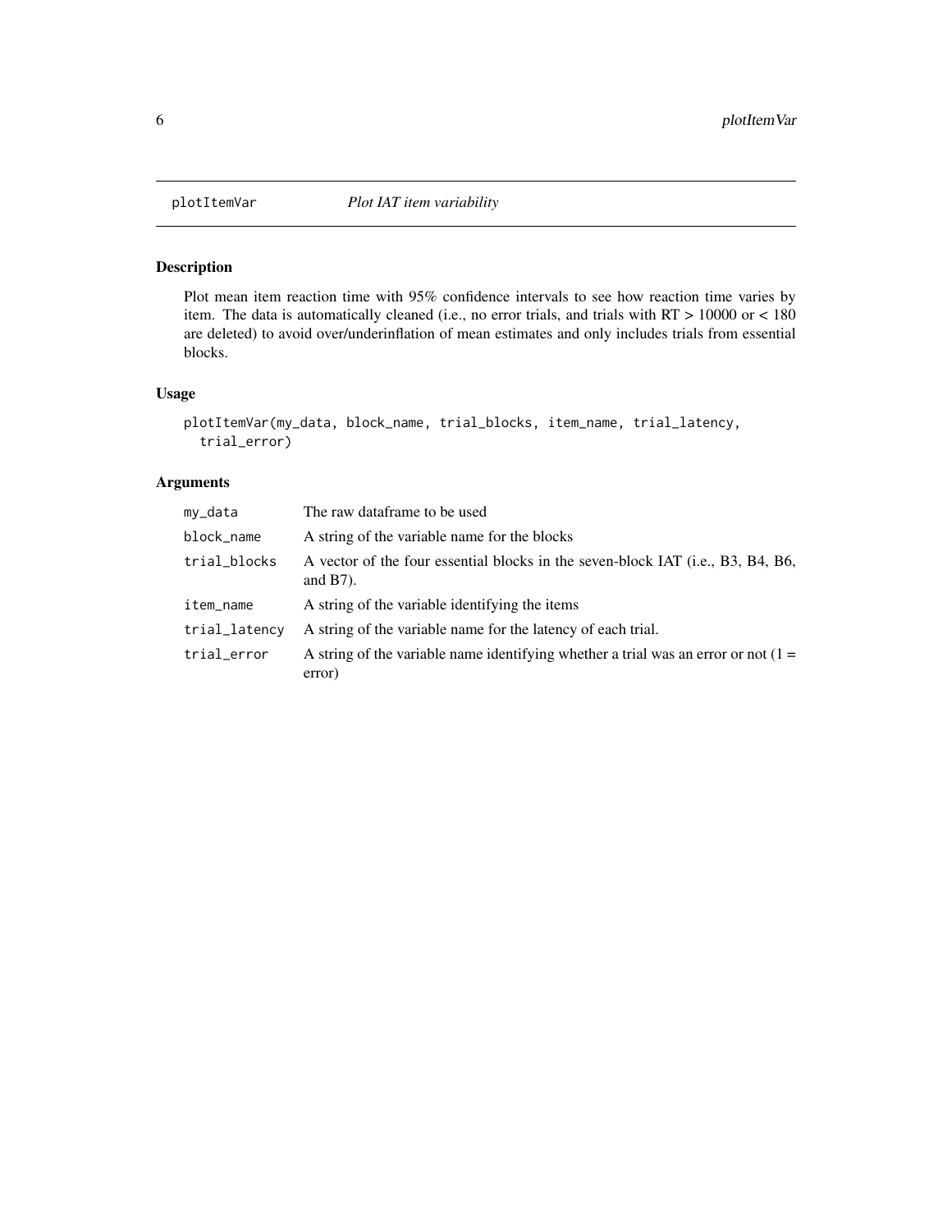`plotItemVar` *Plot IAT item variability*

## Description

Plot mean item reaction time with 95% confidence intervals to see how reaction time varies by item. The data is automatically cleaned (i.e., no error trials, and trials with RT > 10000 or < 180 are deleted) to avoid over/underinflation of mean estimates and only includes trials from essential blocks.

## Usage

```
plotItemVar(my_data, block_name, trial_blocks, item_name, trial_latency,
  trial_error)
```

## Arguments

| | |
|---|---|
| `my_data` | The raw dataframe to be used |
| `block_name` | A string of the variable name for the blocks |
| `trial_blocks` | A vector of the four essential blocks in the seven-block IAT (i.e., B3, B4, B6, and B7). |
| `item_name` | A string of the variable identifying the items |
| `trial_latency` | A string of the variable name for the latency of each trial. |
| `trial_error` | A string of the variable name identifying whether a trial was an error or not (1 = error) |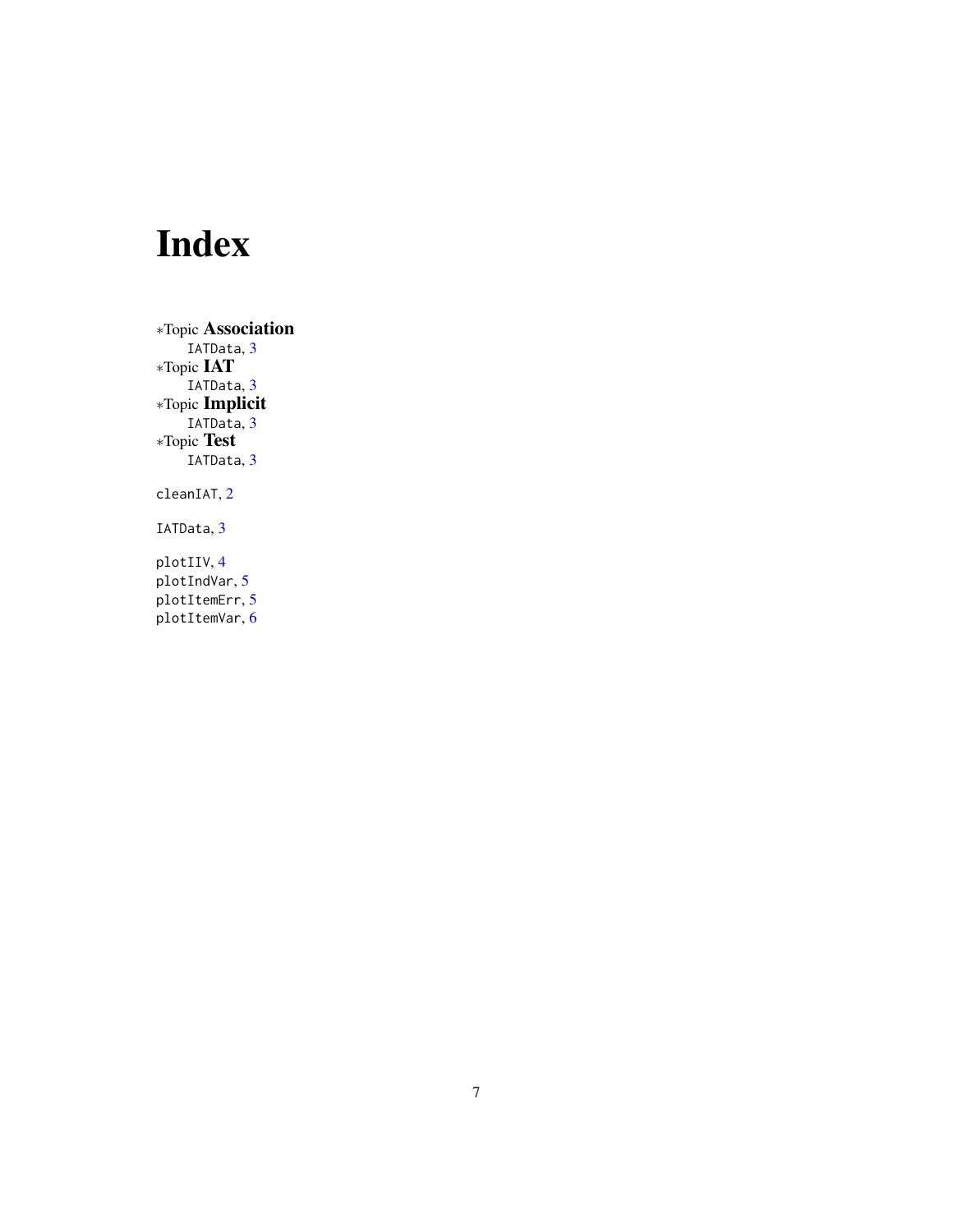# Index

*Topic **Association**
  IATData, 3
*Topic **IAT**
  IATData, 3
*Topic **Implicit**
  IATData, 3
*Topic **Test**
  IATData, 3

cleanIAT, 2

IATData, 3

plotIIV, 4
plotIndVar, 5
plotItemErr, 5
plotItemVar, 6